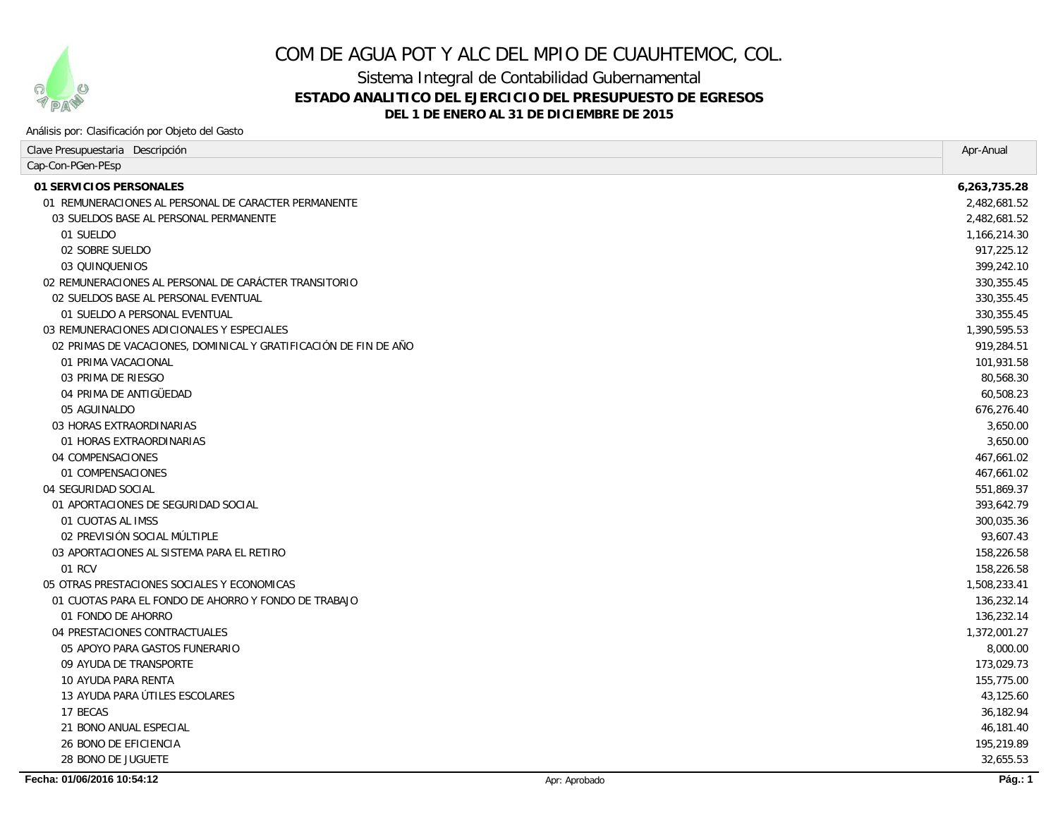# COM DE AGUA POT Y ALC DEL MPIO DE CUAUHTEMOC, COL.

## Sistema Integral de Contabilidad Gubernamental

### ESTADO ANALITICO DEL EJERCICIO DEL PRESUPUESTO DE EGRESOS

**DEL 1 DE ENERO AL 31 DE DICIEMBRE DE 2015**

Análisis por: Clasificación por Objeto del Gasto

| Clave Presupuestaria Descripción<br>Cap-Con-PGen-PEsp | Apr-Anual |
|---|---|
| **01 SERVICIOS PERSONALES** | **6,263,735.28** |
| 01 REMUNERACIONES AL PERSONAL DE CARACTER PERMANENTE | 2,482,681.52 |
| 03 SUELDOS BASE AL PERSONAL PERMANENTE | 2,482,681.52 |
| 01 SUELDO | 1,166,214.30 |
| 02 SOBRE SUELDO | 917,225.12 |
| 03 QUINQUENIOS | 399,242.10 |
| 02 REMUNERACIONES AL PERSONAL DE CARÁCTER TRANSITORIO | 330,355.45 |
| 02 SUELDOS BASE AL PERSONAL EVENTUAL | 330,355.45 |
| 01 SUELDO A PERSONAL EVENTUAL | 330,355.45 |
| 03 REMUNERACIONES ADICIONALES Y ESPECIALES | 1,390,595.53 |
| 02 PRIMAS DE VACACIONES, DOMINICAL Y GRATIFICACIÓN DE FIN DE AÑO | 919,284.51 |
| 01 PRIMA VACACIONAL | 101,931.58 |
| 03 PRIMA DE RIESGO | 80,568.30 |
| 04 PRIMA DE ANTIGÜEDAD | 60,508.23 |
| 05 AGUINALDO | 676,276.40 |
| 03 HORAS EXTRAORDINARIAS | 3,650.00 |
| 01 HORAS EXTRAORDINARIAS | 3,650.00 |
| 04 COMPENSACIONES | 467,661.02 |
| 01 COMPENSACIONES | 467,661.02 |
| 04 SEGURIDAD SOCIAL | 551,869.37 |
| 01 APORTACIONES DE SEGURIDAD SOCIAL | 393,642.79 |
| 01 CUOTAS AL IMSS | 300,035.36 |
| 02 PREVISIÓN SOCIAL MÚLTIPLE | 93,607.43 |
| 03 APORTACIONES AL SISTEMA PARA EL RETIRO | 158,226.58 |
| 01 RCV | 158,226.58 |
| 05 OTRAS PRESTACIONES SOCIALES Y ECONOMICAS | 1,508,233.41 |
| 01 CUOTAS PARA EL FONDO DE AHORRO Y FONDO DE TRABAJO | 136,232.14 |
| 01 FONDO DE AHORRO | 136,232.14 |
| 04 PRESTACIONES CONTRACTUALES | 1,372,001.27 |
| 05 APOYO PARA GASTOS FUNERARIO | 8,000.00 |
| 09 AYUDA DE TRANSPORTE | 173,029.73 |
| 10 AYUDA PARA RENTA | 155,775.00 |
| 13 AYUDA PARA ÚTILES ESCOLARES | 43,125.60 |
| 17 BECAS | 36,182.94 |
| 21 BONO ANUAL ESPECIAL | 46,181.40 |
| 26 BONO DE EFICIENCIA | 195,219.89 |
| 28 BONO DE JUGUETE | 32,655.53 |

Fecha: 01/06/2016 10:54:12 — Apr: Aprobado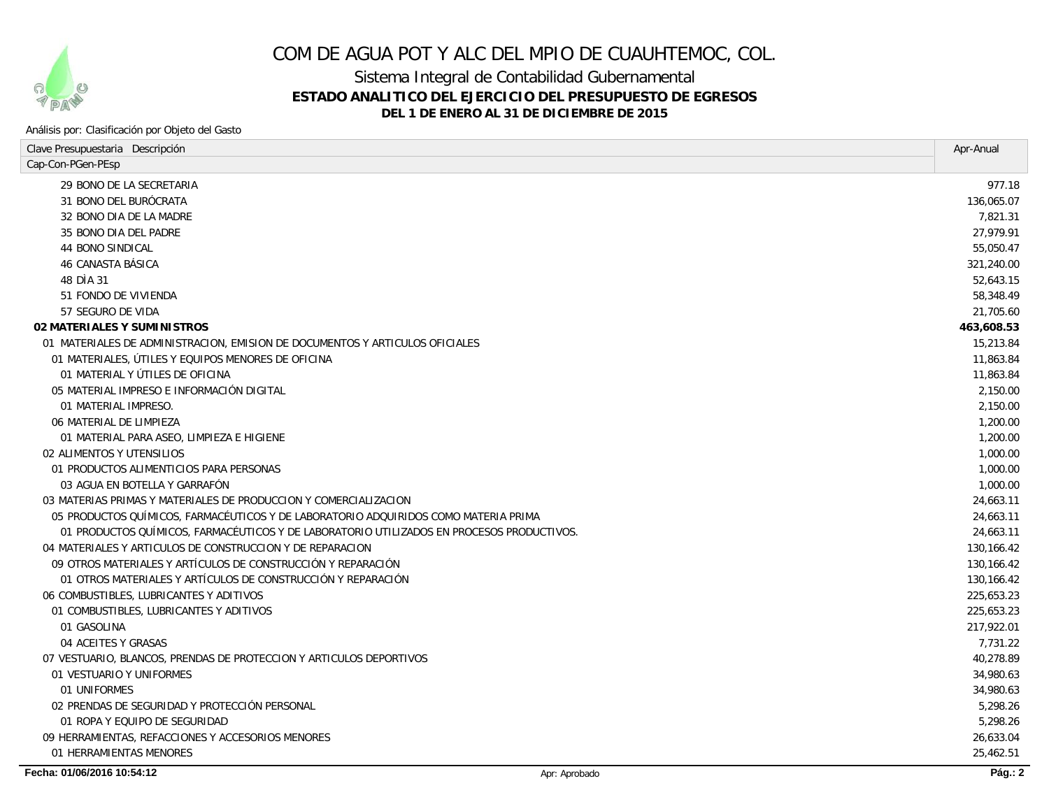# COM DE AGUA POT Y ALC DEL MPIO DE CUAUHTEMOC, COL.

## Sistema Integral de Contabilidad Gubernamental

### ESTADO ANALITICO DEL EJERCICIO DEL PRESUPUESTO DE EGRESOS

**DEL 1 DE ENERO AL 31 DE DICIEMBRE DE 2015**

Análisis por: Clasificación por Objeto del Gasto

| Clave Presupuestaria Descripción<br>Cap-Con-PGen-PEsp | Apr-Anual |
|---|---|
| 29 BONO DE LA SECRETARIA | 977.18 |
| 31 BONO DEL BURÓCRATA | 136,065.07 |
| 32 BONO DIA DE LA MADRE | 7,821.31 |
| 35 BONO DIA DEL PADRE | 27,979.91 |
| 44 BONO SINDICAL | 55,050.47 |
| 46 CANASTA BÁSICA | 321,240.00 |
| 48 DÌA 31 | 52,643.15 |
| 51 FONDO DE VIVIENDA | 58,348.49 |
| 57 SEGURO DE VIDA | 21,705.60 |
| **02 MATERIALES Y SUMINISTROS** | **463,608.53** |
| 01 MATERIALES DE ADMINISTRACION, EMISION DE DOCUMENTOS Y ARTICULOS OFICIALES | 15,213.84 |
| 01 MATERIALES, ÚTILES Y EQUIPOS MENORES DE OFICINA | 11,863.84 |
| 01 MATERIAL Y ÚTILES DE OFICINA | 11,863.84 |
| 05 MATERIAL IMPRESO E INFORMACIÓN DIGITAL | 2,150.00 |
| 01 MATERIAL IMPRESO. | 2,150.00 |
| 06 MATERIAL DE LIMPIEZA | 1,200.00 |
| 01 MATERIAL PARA ASEO, LIMPIEZA E HIGIENE | 1,200.00 |
| 02 ALIMENTOS Y UTENSILIOS | 1,000.00 |
| 01 PRODUCTOS ALIMENTICIOS PARA PERSONAS | 1,000.00 |
| 03 AGUA EN BOTELLA Y GARRAFÓN | 1,000.00 |
| 03 MATERIAS PRIMAS Y MATERIALES DE PRODUCCION Y COMERCIALIZACION | 24,663.11 |
| 05 PRODUCTOS QUÍMICOS, FARMACÉUTICOS Y DE LABORATORIO ADQUIRIDOS COMO MATERIA PRIMA | 24,663.11 |
| 01 PRODUCTOS QUÍMICOS, FARMACÉUTICOS Y DE LABORATORIO UTILIZADOS EN PROCESOS PRODUCTIVOS. | 24,663.11 |
| 04 MATERIALES Y ARTICULOS DE CONSTRUCCION Y DE REPARACION | 130,166.42 |
| 09 OTROS MATERIALES Y ARTÍCULOS DE CONSTRUCCIÓN Y REPARACIÓN | 130,166.42 |
| 01 OTROS MATERIALES Y ARTÍCULOS DE CONSTRUCCIÓN Y REPARACIÓN | 130,166.42 |
| 06 COMBUSTIBLES, LUBRICANTES Y ADITIVOS | 225,653.23 |
| 01 COMBUSTIBLES, LUBRICANTES Y ADITIVOS | 225,653.23 |
| 01 GASOLINA | 217,922.01 |
| 04 ACEITES Y GRASAS | 7,731.22 |
| 07 VESTUARIO, BLANCOS, PRENDAS DE PROTECCION Y ARTICULOS DEPORTIVOS | 40,278.89 |
| 01 VESTUARIO Y UNIFORMES | 34,980.63 |
| 01 UNIFORMES | 34,980.63 |
| 02 PRENDAS DE SEGURIDAD Y PROTECCIÓN PERSONAL | 5,298.26 |
| 01 ROPA Y EQUIPO DE SEGURIDAD | 5,298.26 |
| 09 HERRAMIENTAS, REFACCIONES Y ACCESORIOS MENORES | 26,633.04 |
| 01 HERRAMIENTAS MENORES | 25,462.51 |

Fecha: 01/06/2016 10:54:12 — Apr: Aprobado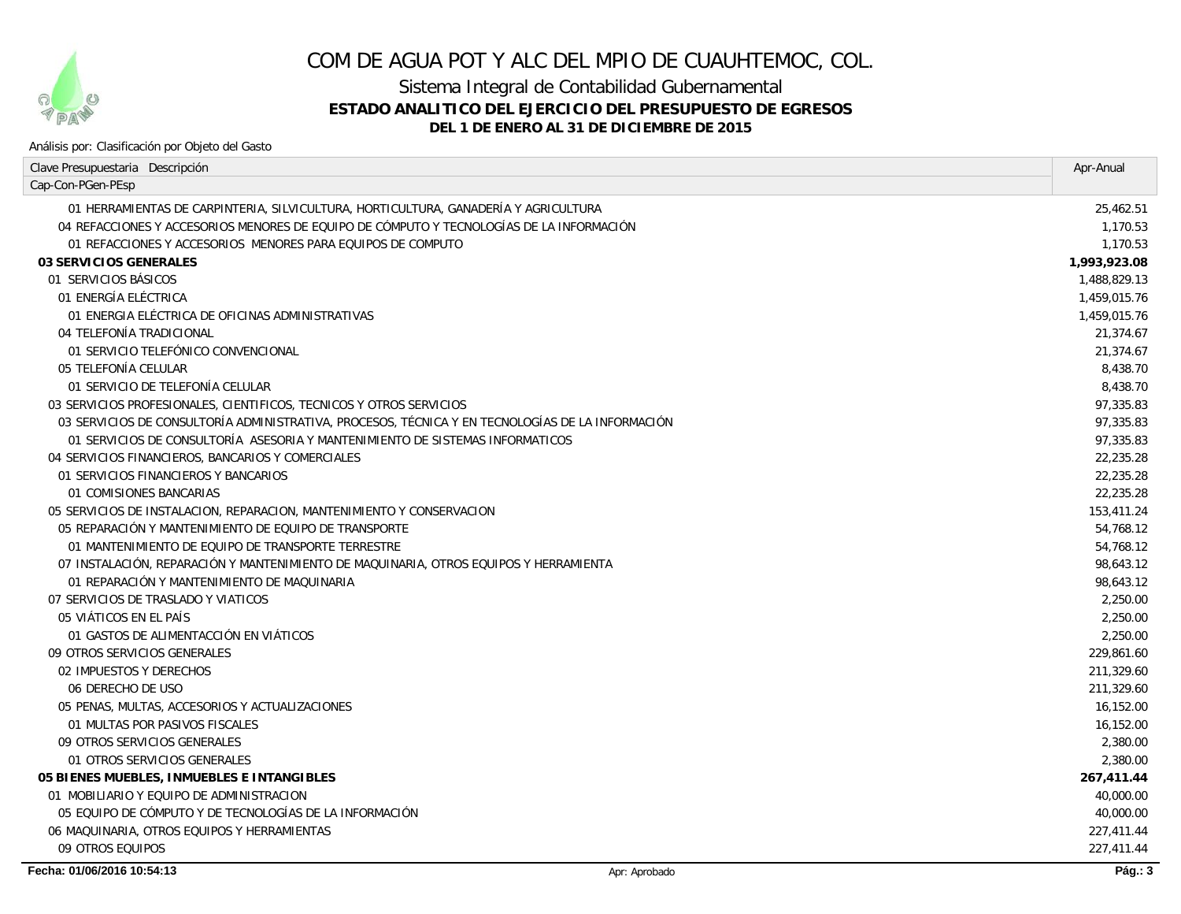# COM DE AGUA POT Y ALC DEL MPIO DE CUAUHTEMOC, COL.

Sistema Integral de Contabilidad Gubernamental

**ESTADO ANALITICO DEL EJERCICIO DEL PRESUPUESTO DE EGRESOS**

**DEL 1 DE ENERO AL 31 DE DICIEMBRE DE 2015**

Análisis por: Clasificación por Objeto del Gasto

| Clave Presupuestaria Descripción<br>Cap-Con-PGen-PEsp | Apr-Anual |
|---|---|
| 01 HERRAMIENTAS DE CARPINTERIA, SILVICULTURA, HORTICULTURA, GANADERÍA Y AGRICULTURA | 25,462.51 |
| 04 REFACCIONES Y ACCESORIOS MENORES DE EQUIPO DE CÓMPUTO Y TECNOLOGÍAS DE LA INFORMACIÓN | 1,170.53 |
| 01 REFACCIONES Y ACCESORIOS MENORES PARA EQUIPOS DE COMPUTO | 1,170.53 |
| **03 SERVICIOS GENERALES** | **1,993,923.08** |
| 01 SERVICIOS BÁSICOS | 1,488,829.13 |
| 01 ENERGÍA ELÉCTRICA | 1,459,015.76 |
| 01 ENERGIA ELÉCTRICA DE OFICINAS ADMINISTRATIVAS | 1,459,015.76 |
| 04 TELEFONÍA TRADICIONAL | 21,374.67 |
| 01 SERVICIO TELEFÓNICO CONVENCIONAL | 21,374.67 |
| 05 TELEFONÍA CELULAR | 8,438.70 |
| 01 SERVICIO DE TELEFONÍA CELULAR | 8,438.70 |
| 03 SERVICIOS PROFESIONALES, CIENTIFICOS, TECNICOS Y OTROS SERVICIOS | 97,335.83 |
| 03 SERVICIOS DE CONSULTORÍA ADMINISTRATIVA, PROCESOS, TÉCNICA Y EN TECNOLOGÍAS DE LA INFORMACIÓN | 97,335.83 |
| 01 SERVICIOS DE CONSULTORÍA ASESORIA Y MANTENIMIENTO DE SISTEMAS INFORMATICOS | 97,335.83 |
| 04 SERVICIOS FINANCIEROS, BANCARIOS Y COMERCIALES | 22,235.28 |
| 01 SERVICIOS FINANCIEROS Y BANCARIOS | 22,235.28 |
| 01 COMISIONES BANCARIAS | 22,235.28 |
| 05 SERVICIOS DE INSTALACION, REPARACION, MANTENIMIENTO Y CONSERVACION | 153,411.24 |
| 05 REPARACIÓN Y MANTENIMIENTO DE EQUIPO DE TRANSPORTE | 54,768.12 |
| 01 MANTENIMIENTO DE EQUIPO DE TRANSPORTE TERRESTRE | 54,768.12 |
| 07 INSTALACIÓN, REPARACIÓN Y MANTENIMIENTO DE MAQUINARIA, OTROS EQUIPOS Y HERRAMIENTA | 98,643.12 |
| 01 REPARACIÓN Y MANTENIMIENTO DE MAQUINARIA | 98,643.12 |
| 07 SERVICIOS DE TRASLADO Y VIATICOS | 2,250.00 |
| 05 VIÁTICOS EN EL PAÍS | 2,250.00 |
| 01 GASTOS DE ALIMENTACCIÓN EN VIÁTICOS | 2,250.00 |
| 09 OTROS SERVICIOS GENERALES | 229,861.60 |
| 02 IMPUESTOS Y DERECHOS | 211,329.60 |
| 06 DERECHO DE USO | 211,329.60 |
| 05 PENAS, MULTAS, ACCESORIOS Y ACTUALIZACIONES | 16,152.00 |
| 01 MULTAS POR PASIVOS FISCALES | 16,152.00 |
| 09 OTROS SERVICIOS GENERALES | 2,380.00 |
| 01 OTROS SERVICIOS GENERALES | 2,380.00 |
| **05 BIENES MUEBLES, INMUEBLES E INTANGIBLES** | **267,411.44** |
| 01 MOBILIARIO Y EQUIPO DE ADMINISTRACION | 40,000.00 |
| 05 EQUIPO DE CÓMPUTO Y DE TECNOLOGÍAS DE LA INFORMACIÓN | 40,000.00 |
| 06 MAQUINARIA, OTROS EQUIPOS Y HERRAMIENTAS | 227,411.44 |
| 09 OTROS EQUIPOS | 227,411.44 |

**Fecha: 01/06/2016 10:54:13** Apr: Aprobado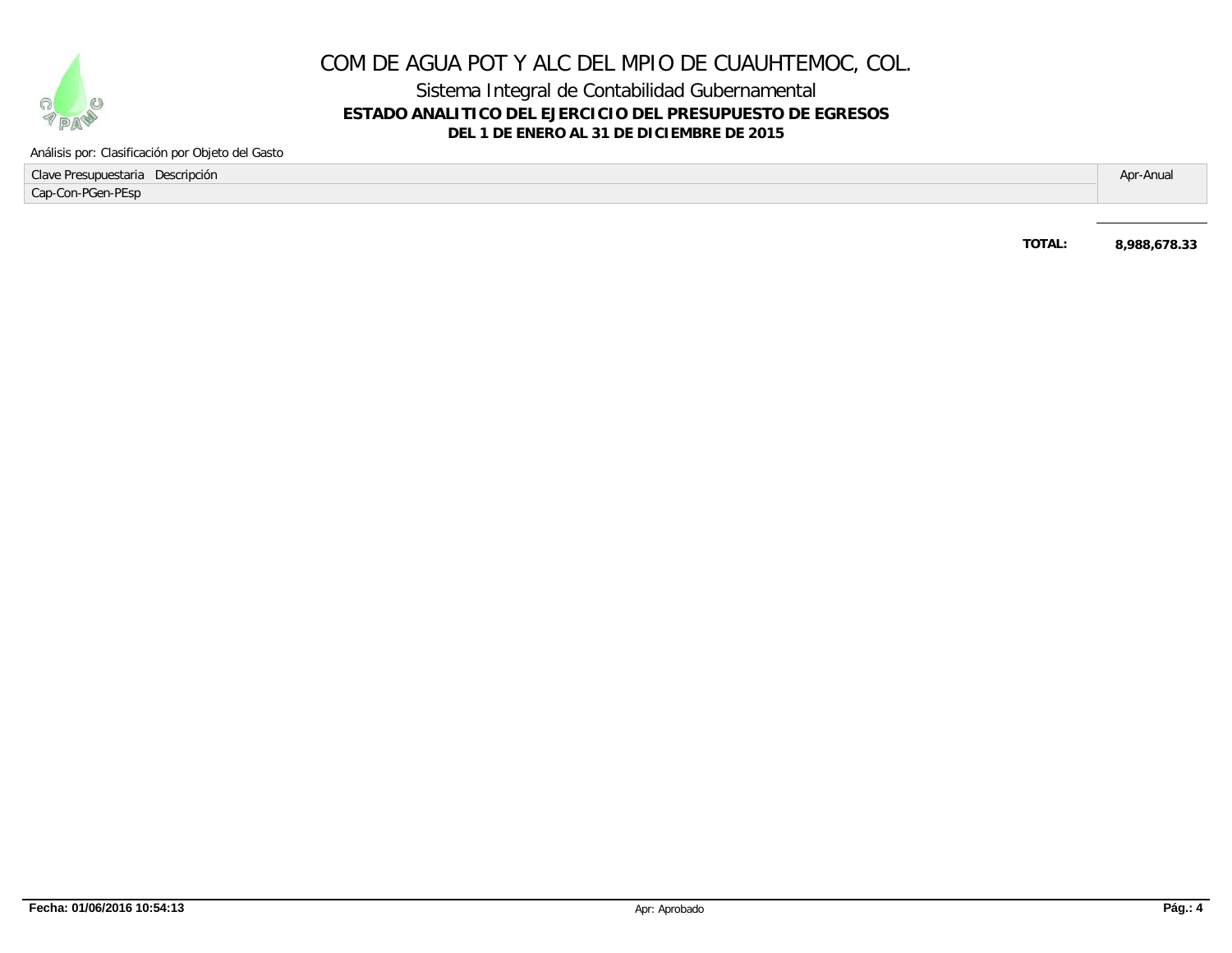# COM DE AGUA POT Y ALC DEL MPIO DE CUAUHTEMOC, COL.

Sistema Integral de Contabilidad Gubernamental

**ESTADO ANALITICO DEL EJERCICIO DEL PRESUPUESTO DE EGRESOS**

**DEL 1 DE ENERO AL 31 DE DICIEMBRE DE 2015**

Análisis por: Clasificación por Objeto del Gasto

| Clave Presupuestaria Descripción<br>Cap-Con-PGen-PEsp | Apr-Anual |
|---|---|
| **TOTAL:** | **8,988,678.33** |

**Fecha: 01/06/2016 10:54:13**

Apr: Aprobado